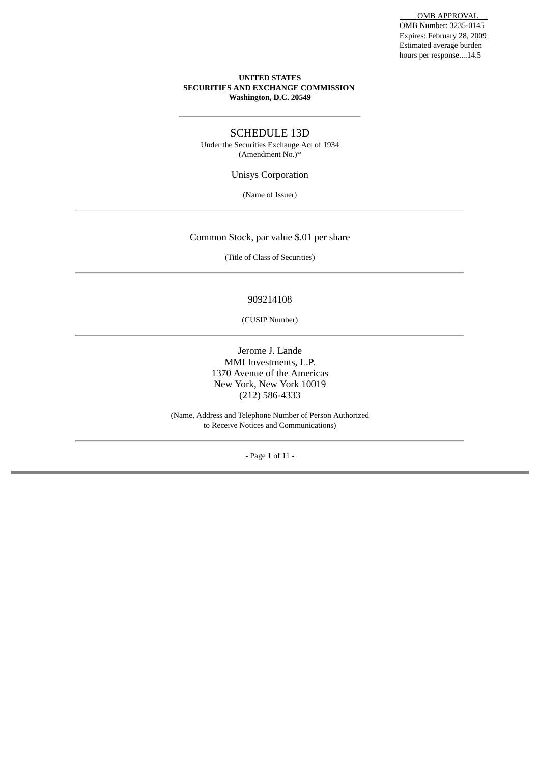OMB APPROVAL
OMB Number: 3235-0145
Expires: February 28, 2009
Estimated average burden
hours per response....14.5

**UNITED STATES**
**SECURITIES AND EXCHANGE COMMISSION**
**Washington, D.C. 20549**

---

# SCHEDULE 13D

Under the Securities Exchange Act of 1934
(Amendment No.)*

Unisys Corporation

(Name of Issuer)

---

Common Stock, par value $.01 per share

(Title of Class of Securities)

---

909214108

(CUSIP Number)

---

Jerome J. Lande
MMI Investments, L.P.
1370 Avenue of the Americas
New York, New York 10019
(212) 586-4333

(Name, Address and Telephone Number of Person Authorized
to Receive Notices and Communications)

---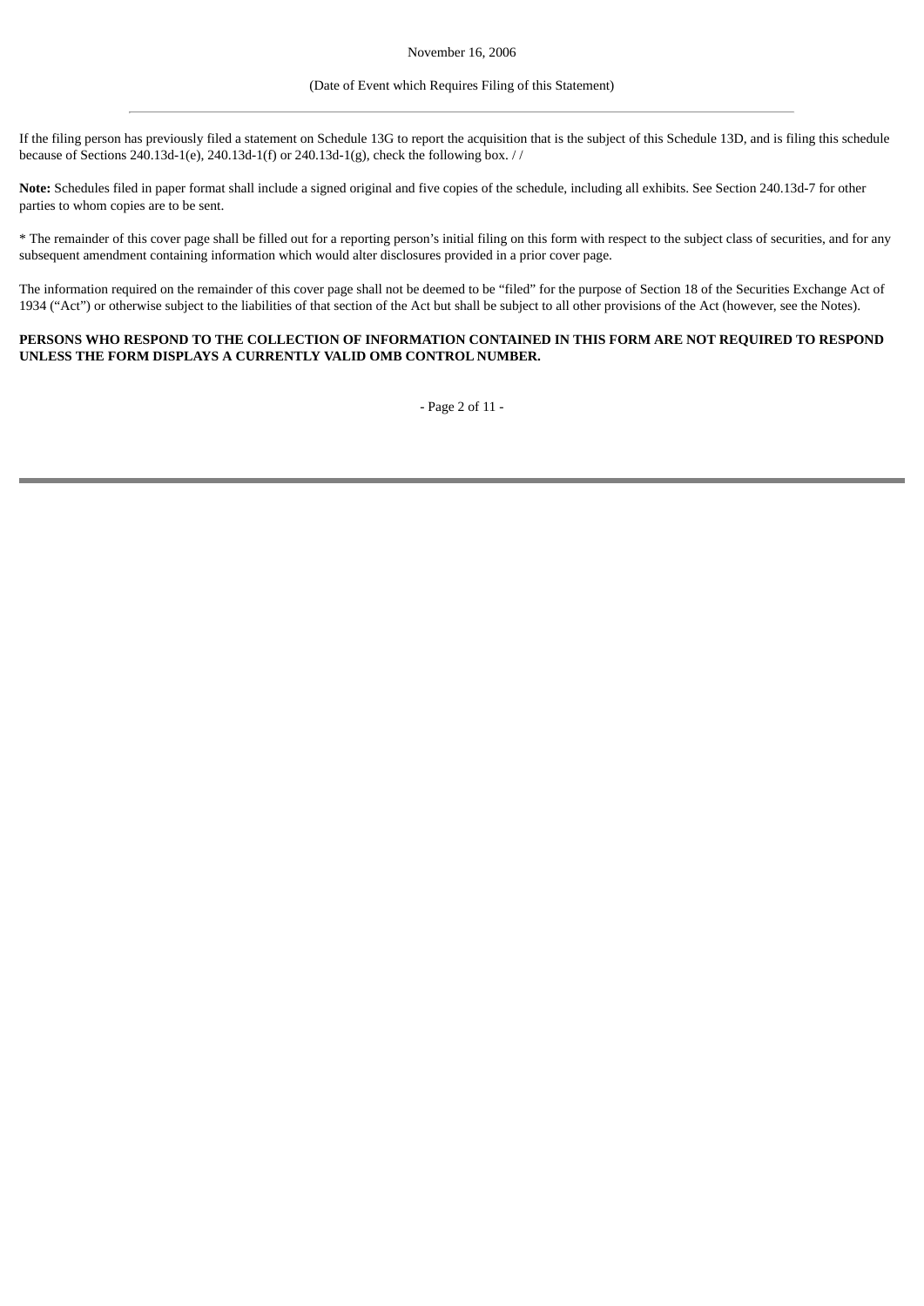November 16, 2006

(Date of Event which Requires Filing of this Statement)

---

If the filing person has previously filed a statement on Schedule 13G to report the acquisition that is the subject of this Schedule 13D, and is filing this schedule because of Sections 240.13d-1(e), 240.13d-1(f) or 240.13d-1(g), check the following box. / /

**Note:** Schedules filed in paper format shall include a signed original and five copies of the schedule, including all exhibits. See Section 240.13d-7 for other parties to whom copies are to be sent.

* The remainder of this cover page shall be filled out for a reporting person's initial filing on this form with respect to the subject class of securities, and for any subsequent amendment containing information which would alter disclosures provided in a prior cover page.

The information required on the remainder of this cover page shall not be deemed to be "filed" for the purpose of Section 18 of the Securities Exchange Act of 1934 ("Act") or otherwise subject to the liabilities of that section of the Act but shall be subject to all other provisions of the Act (however, see the Notes).

**PERSONS WHO RESPOND TO THE COLLECTION OF INFORMATION CONTAINED IN THIS FORM ARE NOT REQUIRED TO RESPOND UNLESS THE FORM DISPLAYS A CURRENTLY VALID OMB CONTROL NUMBER.**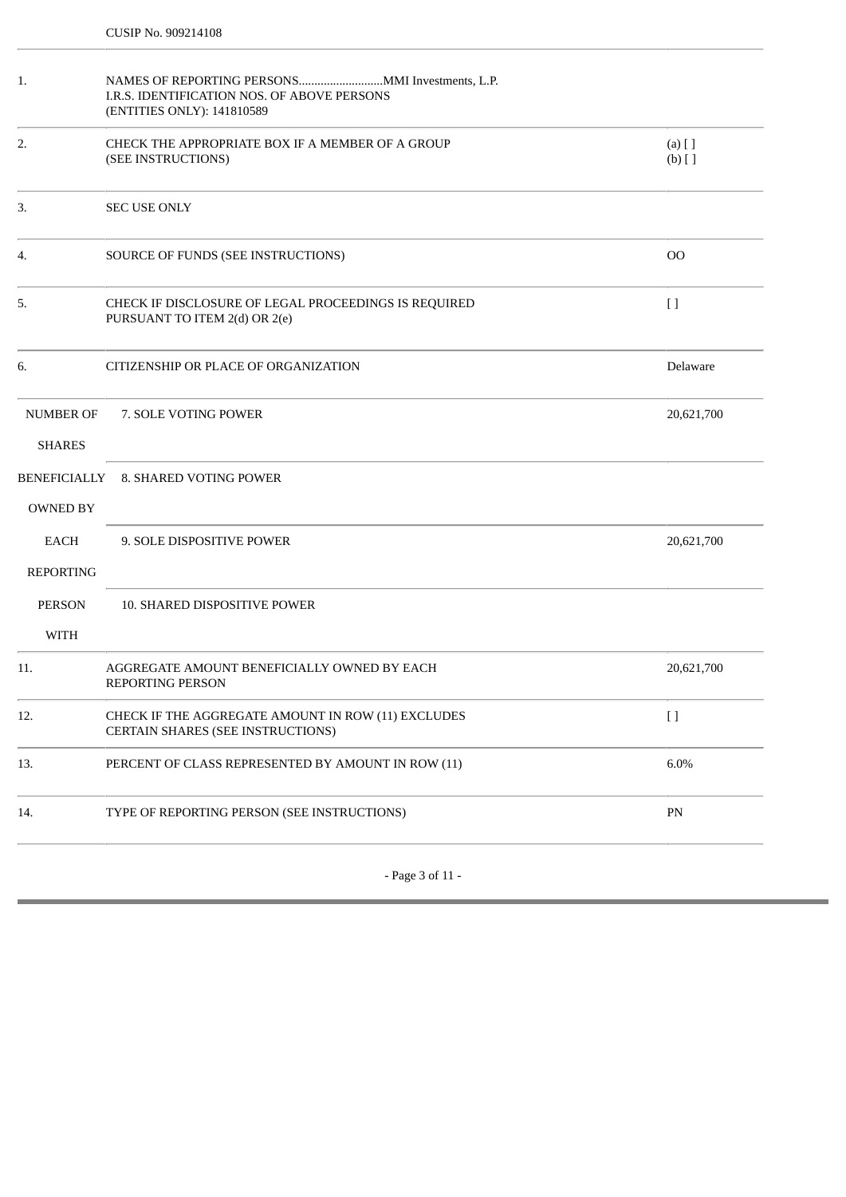CUSIP No. 909214108

| | | |
|---|---|---|
| 1. | NAMES OF REPORTING PERSONS..........................MMI Investments, L.P.<br>I.R.S. IDENTIFICATION NOS. OF ABOVE PERSONS<br>(ENTITIES ONLY): 141810589 | |
| 2. | CHECK THE APPROPRIATE BOX IF A MEMBER OF A GROUP<br>(SEE INSTRUCTIONS) | (a) [ ]<br>(b) [ ] |
| 3. | SEC USE ONLY | |
| 4. | SOURCE OF FUNDS (SEE INSTRUCTIONS) | OO |
| 5. | CHECK IF DISCLOSURE OF LEGAL PROCEEDINGS IS REQUIRED<br>PURSUANT TO ITEM 2(d) OR 2(e) | [ ] |
| 6. | CITIZENSHIP OR PLACE OF ORGANIZATION | Delaware |
| NUMBER OF SHARES BENEFICIALLY OWNED BY EACH REPORTING PERSON WITH | 7. SOLE VOTING POWER | 20,621,700 |
| | 8. SHARED VOTING POWER | |
| | 9. SOLE DISPOSITIVE POWER | 20,621,700 |
| | 10. SHARED DISPOSITIVE POWER | |
| 11. | AGGREGATE AMOUNT BENEFICIALLY OWNED BY EACH<br>REPORTING PERSON | 20,621,700 |
| 12. | CHECK IF THE AGGREGATE AMOUNT IN ROW (11) EXCLUDES<br>CERTAIN SHARES (SEE INSTRUCTIONS) | [ ] |
| 13. | PERCENT OF CLASS REPRESENTED BY AMOUNT IN ROW (11) | 6.0% |
| 14. | TYPE OF REPORTING PERSON (SEE INSTRUCTIONS) | PN |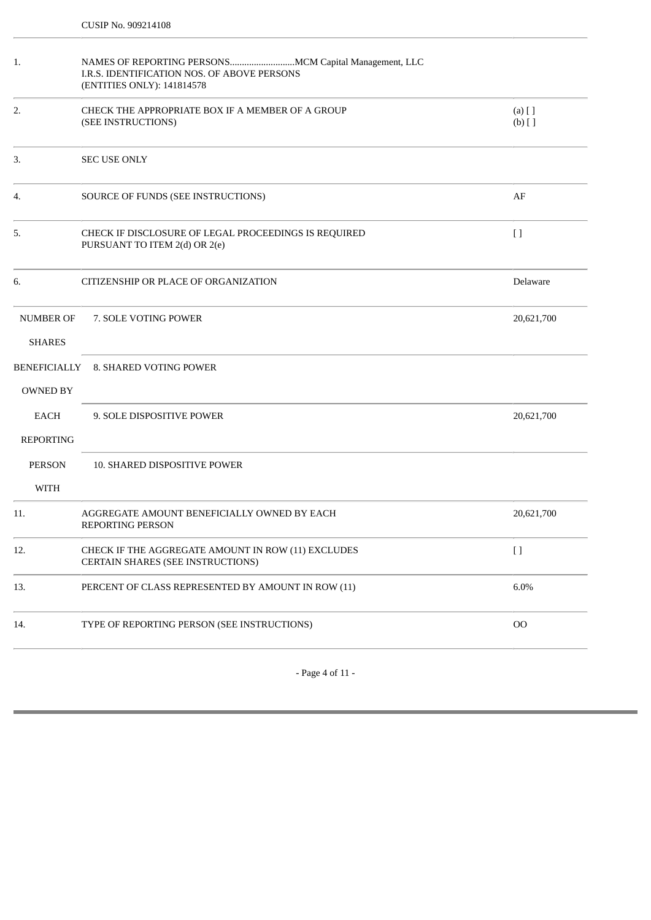CUSIP No. 909214108

| | | |
|---|---|---|
| 1. | NAMES OF REPORTING PERSONS...........................MCM Capital Management, LLC<br>I.R.S. IDENTIFICATION NOS. OF ABOVE PERSONS<br>(ENTITIES ONLY): 141814578 | |
| 2. | CHECK THE APPROPRIATE BOX IF A MEMBER OF A GROUP<br>(SEE INSTRUCTIONS) | (a) [ ]<br>(b) [ ] |
| 3. | SEC USE ONLY | |
| 4. | SOURCE OF FUNDS (SEE INSTRUCTIONS) | AF |
| 5. | CHECK IF DISCLOSURE OF LEGAL PROCEEDINGS IS REQUIRED<br>PURSUANT TO ITEM 2(d) OR 2(e) | [ ] |
| 6. | CITIZENSHIP OR PLACE OF ORGANIZATION | Delaware |
| NUMBER OF SHARES BENEFICIALLY OWNED BY EACH REPORTING PERSON WITH | 7. SOLE VOTING POWER | 20,621,700 |
| | 8. SHARED VOTING POWER | |
| | 9. SOLE DISPOSITIVE POWER | 20,621,700 |
| | 10. SHARED DISPOSITIVE POWER | |
| 11. | AGGREGATE AMOUNT BENEFICIALLY OWNED BY EACH<br>REPORTING PERSON | 20,621,700 |
| 12. | CHECK IF THE AGGREGATE AMOUNT IN ROW (11) EXCLUDES<br>CERTAIN SHARES (SEE INSTRUCTIONS) | [ ] |
| 13. | PERCENT OF CLASS REPRESENTED BY AMOUNT IN ROW (11) | 6.0% |
| 14. | TYPE OF REPORTING PERSON (SEE INSTRUCTIONS) | OO |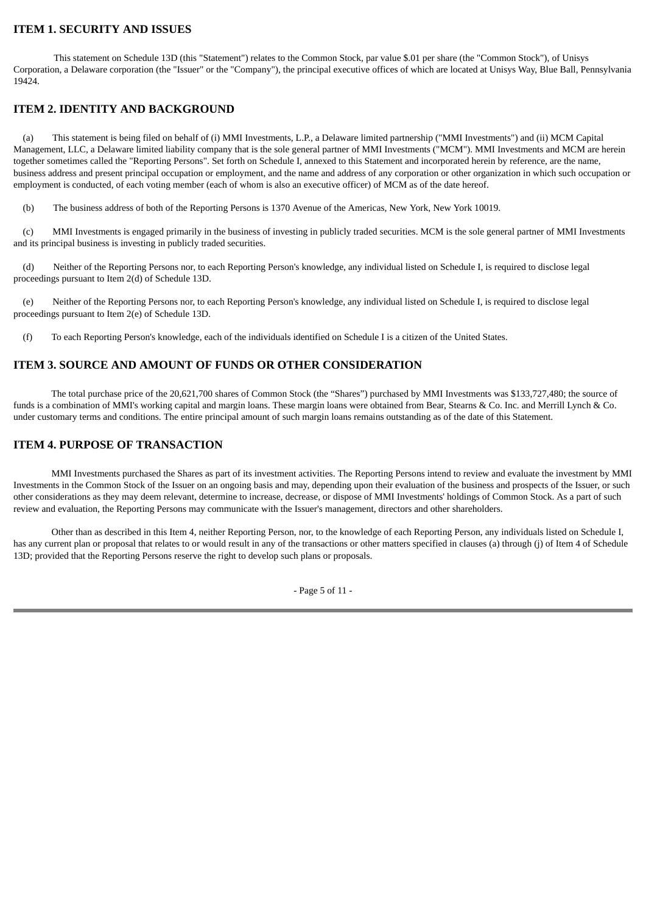## ITEM 1. SECURITY AND ISSUES

This statement on Schedule 13D (this "Statement") relates to the Common Stock, par value $.01 per share (the "Common Stock"), of Unisys Corporation, a Delaware corporation (the "Issuer" or the "Company"), the principal executive offices of which are located at Unisys Way, Blue Bell, Pennsylvania 19424.

## ITEM 2. IDENTITY AND BACKGROUND

(a) This statement is being filed on behalf of (i) MMI Investments, L.P., a Delaware limited partnership ("MMI Investments") and (ii) MCM Capital Management, LLC, a Delaware limited liability company that is the sole general partner of MMI Investments ("MCM"). MMI Investments and MCM are herein together sometimes called the "Reporting Persons". Set forth on Schedule I, annexed to this Statement and incorporated herein by reference, are the name, business address and present principal occupation or employment, and the name and address of any corporation or other organization in which such occupation or employment is conducted, of each voting member (each of whom is also an executive officer) of MCM as of the date hereof.

(b) The business address of both of the Reporting Persons is 1370 Avenue of the Americas, New York, New York 10019.

(c) MMI Investments is engaged primarily in the business of investing in publicly traded securities. MCM is the sole general partner of MMI Investments and its principal business is investing in publicly traded securities.

(d) Neither of the Reporting Persons nor, to each Reporting Person's knowledge, any individual listed on Schedule I, is required to disclose legal proceedings pursuant to Item 2(d) of Schedule 13D.

(e) Neither of the Reporting Persons nor, to each Reporting Person's knowledge, any individual listed on Schedule I, is required to disclose legal proceedings pursuant to Item 2(e) of Schedule 13D.

(f) To each Reporting Person's knowledge, each of the individuals identified on Schedule I is a citizen of the United States.

## ITEM 3. SOURCE AND AMOUNT OF FUNDS OR OTHER CONSIDERATION

The total purchase price of the 20,621,700 shares of Common Stock (the "Shares") purchased by MMI Investments was $133,727,480; the source of funds is a combination of MMI's working capital and margin loans. These margin loans were obtained from Bear, Stearns & Co. Inc. and Merrill Lynch & Co. under customary terms and conditions. The entire principal amount of such margin loans remains outstanding as of the date of this Statement.

## ITEM 4. PURPOSE OF TRANSACTION

MMI Investments purchased the Shares as part of its investment activities. The Reporting Persons intend to review and evaluate the investment by MMI Investments in the Common Stock of the Issuer on an ongoing basis and may, depending upon their evaluation of the business and prospects of the Issuer, or such other considerations as they may deem relevant, determine to increase, decrease, or dispose of MMI Investments' holdings of Common Stock. As a part of such review and evaluation, the Reporting Persons may communicate with the Issuer's management, directors and other shareholders.

Other than as described in this Item 4, neither Reporting Person, nor, to the knowledge of each Reporting Person, any individuals listed on Schedule I, has any current plan or proposal that relates to or would result in any of the transactions or other matters specified in clauses (a) through (j) of Item 4 of Schedule 13D; provided that the Reporting Persons reserve the right to develop such plans or proposals.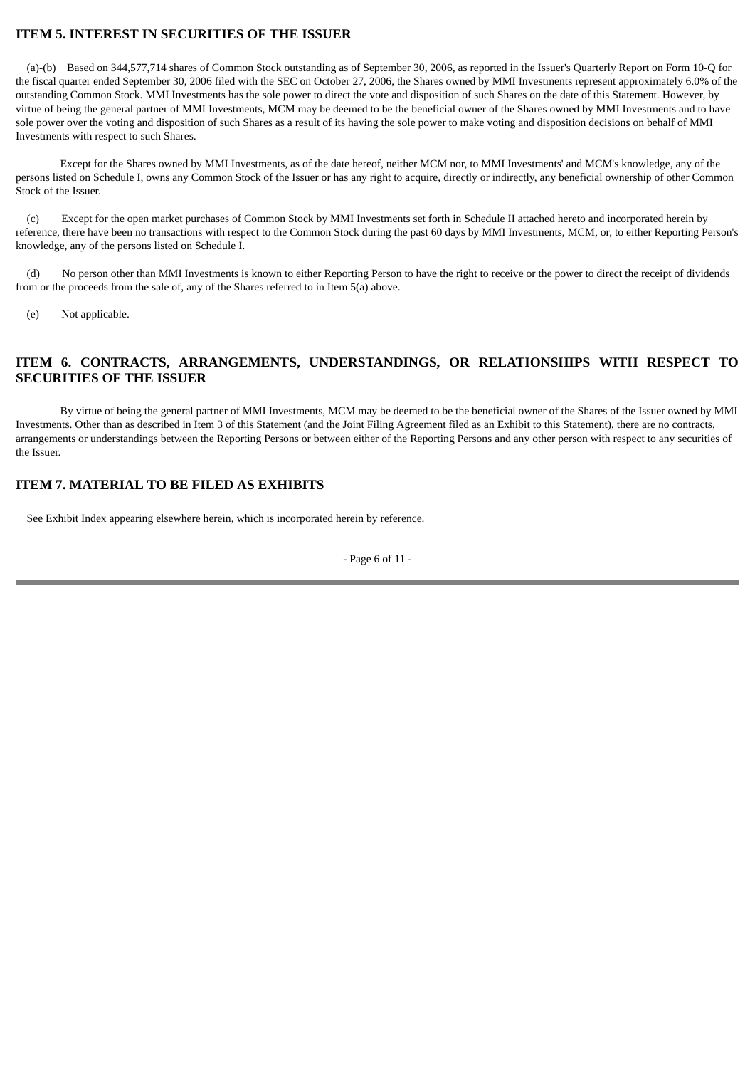## ITEM 5. INTEREST IN SECURITIES OF THE ISSUER

(a)-(b) Based on 344,577,714 shares of Common Stock outstanding as of September 30, 2006, as reported in the Issuer's Quarterly Report on Form 10-Q for the fiscal quarter ended September 30, 2006 filed with the SEC on October 27, 2006, the Shares owned by MMI Investments represent approximately 6.0% of the outstanding Common Stock. MMI Investments has the sole power to direct the vote and disposition of such Shares on the date of this Statement. However, by virtue of being the general partner of MMI Investments, MCM may be deemed to be the beneficial owner of the Shares owned by MMI Investments and to have sole power over the voting and disposition of such Shares as a result of its having the sole power to make voting and disposition decisions on behalf of MMI Investments with respect to such Shares.

Except for the Shares owned by MMI Investments, as of the date hereof, neither MCM nor, to MMI Investments' and MCM's knowledge, any of the persons listed on Schedule I, owns any Common Stock of the Issuer or has any right to acquire, directly or indirectly, any beneficial ownership of other Common Stock of the Issuer.

(c) Except for the open market purchases of Common Stock by MMI Investments set forth in Schedule II attached hereto and incorporated herein by reference, there have been no transactions with respect to the Common Stock during the past 60 days by MMI Investments, MCM, or, to either Reporting Person's knowledge, any of the persons listed on Schedule I.

(d) No person other than MMI Investments is known to either Reporting Person to have the right to receive or the power to direct the receipt of dividends from or the proceeds from the sale of, any of the Shares referred to in Item 5(a) above.

(e) Not applicable.

## ITEM 6. CONTRACTS, ARRANGEMENTS, UNDERSTANDINGS, OR RELATIONSHIPS WITH RESPECT TO SECURITIES OF THE ISSUER

By virtue of being the general partner of MMI Investments, MCM may be deemed to be the beneficial owner of the Shares of the Issuer owned by MMI Investments. Other than as described in Item 3 of this Statement (and the Joint Filing Agreement filed as an Exhibit to this Statement), there are no contracts, arrangements or understandings between the Reporting Persons or between either of the Reporting Persons and any other person with respect to any securities of the Issuer.

## ITEM 7. MATERIAL TO BE FILED AS EXHIBITS

See Exhibit Index appearing elsewhere herein, which is incorporated herein by reference.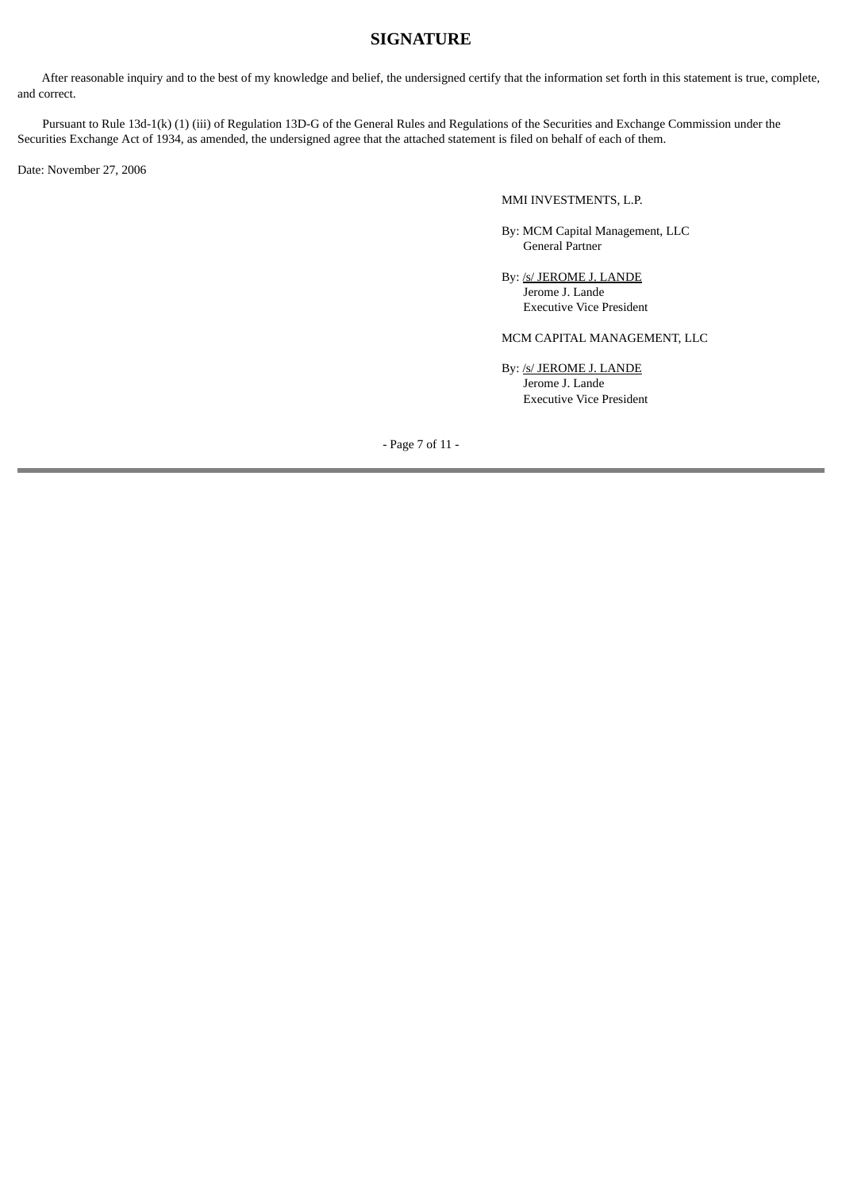# SIGNATURE

After reasonable inquiry and to the best of my knowledge and belief, the undersigned certify that the information set forth in this statement is true, complete, and correct.

Pursuant to Rule 13d-1(k) (1) (iii) of Regulation 13D-G of the General Rules and Regulations of the Securities and Exchange Commission under the Securities Exchange Act of 1934, as amended, the undersigned agree that the attached statement is filed on behalf of each of them.

Date: November 27, 2006

MMI INVESTMENTS, L.P.

By: MCM Capital Management, LLC
General Partner

By: /s/ JEROME J. LANDE
Jerome J. Lande
Executive Vice President

MCM CAPITAL MANAGEMENT, LLC

By: /s/ JEROME J. LANDE
Jerome J. Lande
Executive Vice President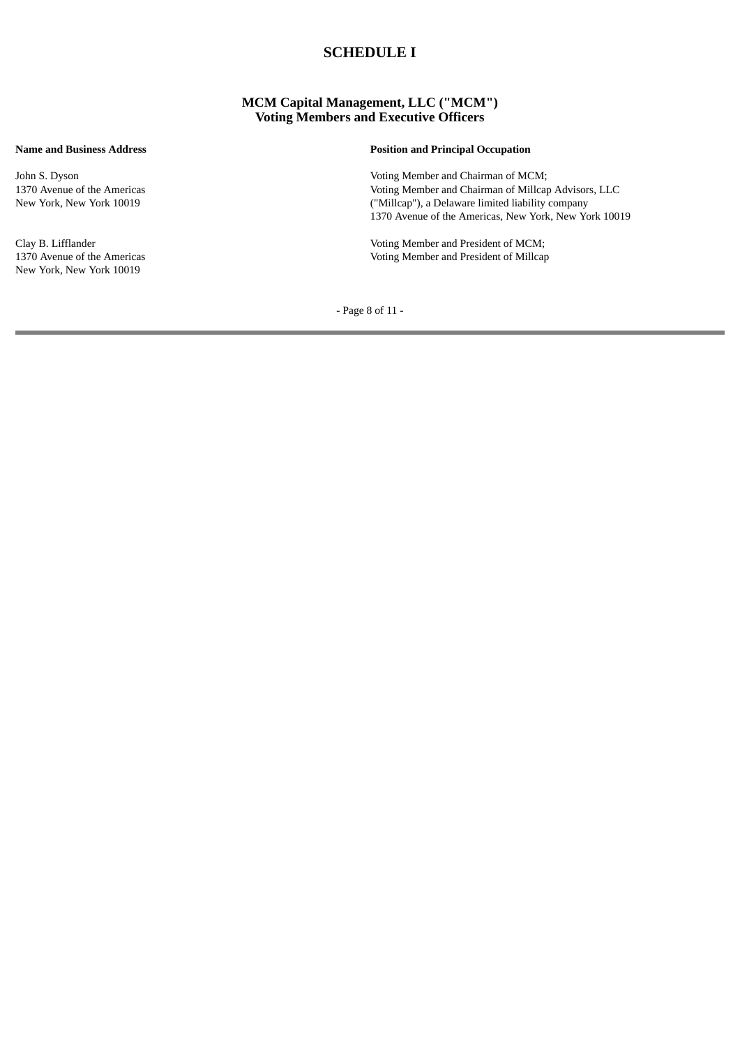# SCHEDULE I

## MCM Capital Management, LLC ("MCM")
## Voting Members and Executive Officers

| Name and Business Address | Position and Principal Occupation |
|---|---|
| John S. Dyson<br>1370 Avenue of the Americas<br>New York, New York 10019 | Voting Member and Chairman of MCM;<br>Voting Member and Chairman of Millcap Advisors, LLC ("Millcap"), a Delaware limited liability company<br>1370 Avenue of the Americas, New York, New York 10019 |
| Clay B. Lifflander<br>1370 Avenue of the Americas<br>New York, New York 10019 | Voting Member and President of MCM;<br>Voting Member and President of Millcap |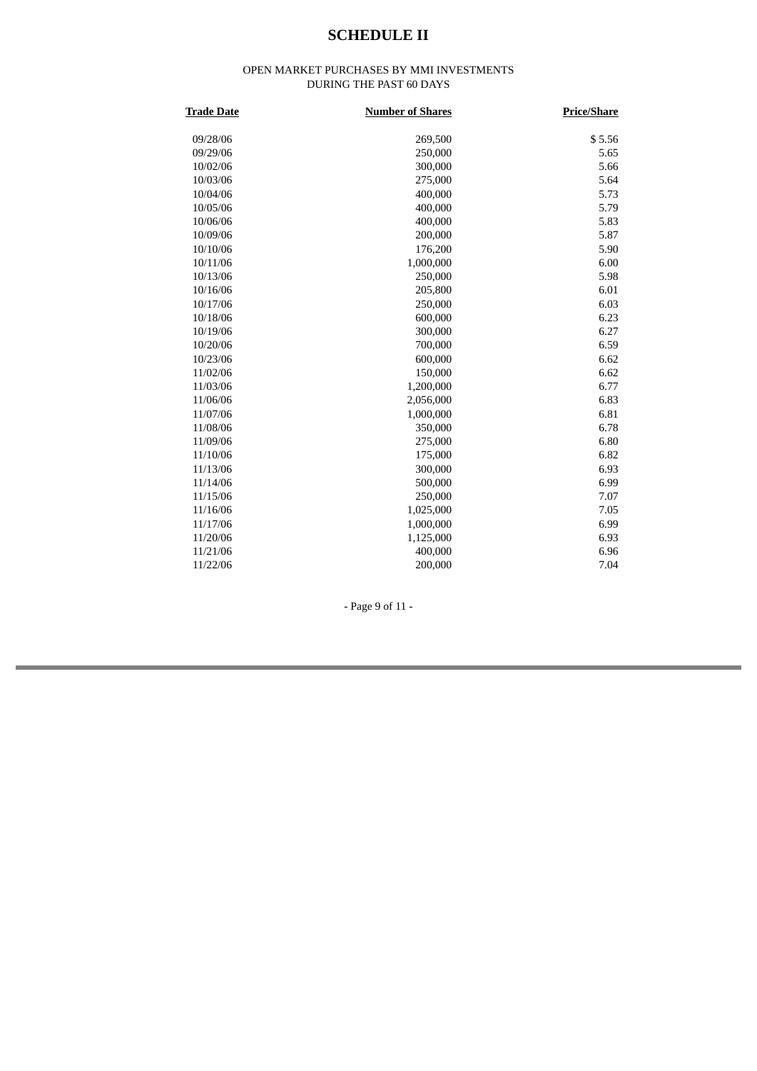# SCHEDULE II

OPEN MARKET PURCHASES BY MMI INVESTMENTS
DURING THE PAST 60 DAYS

| Trade Date | Number of Shares | Price/Share |
|---|---|---|
| 09/28/06 | 269,500 | $ 5.56 |
| 09/29/06 | 250,000 | 5.65 |
| 10/02/06 | 300,000 | 5.66 |
| 10/03/06 | 275,000 | 5.64 |
| 10/04/06 | 400,000 | 5.73 |
| 10/05/06 | 400,000 | 5.79 |
| 10/06/06 | 400,000 | 5.83 |
| 10/09/06 | 200,000 | 5.87 |
| 10/10/06 | 176,200 | 5.90 |
| 10/11/06 | 1,000,000 | 6.00 |
| 10/13/06 | 250,000 | 5.98 |
| 10/16/06 | 205,800 | 6.01 |
| 10/17/06 | 250,000 | 6.03 |
| 10/18/06 | 600,000 | 6.23 |
| 10/19/06 | 300,000 | 6.27 |
| 10/20/06 | 700,000 | 6.59 |
| 10/23/06 | 600,000 | 6.62 |
| 11/02/06 | 150,000 | 6.62 |
| 11/03/06 | 1,200,000 | 6.77 |
| 11/06/06 | 2,056,000 | 6.83 |
| 11/07/06 | 1,000,000 | 6.81 |
| 11/08/06 | 350,000 | 6.78 |
| 11/09/06 | 275,000 | 6.80 |
| 11/10/06 | 175,000 | 6.82 |
| 11/13/06 | 300,000 | 6.93 |
| 11/14/06 | 500,000 | 6.99 |
| 11/15/06 | 250,000 | 7.07 |
| 11/16/06 | 1,025,000 | 7.05 |
| 11/17/06 | 1,000,000 | 6.99 |
| 11/20/06 | 1,125,000 | 6.93 |
| 11/21/06 | 400,000 | 6.96 |
| 11/22/06 | 200,000 | 7.04 |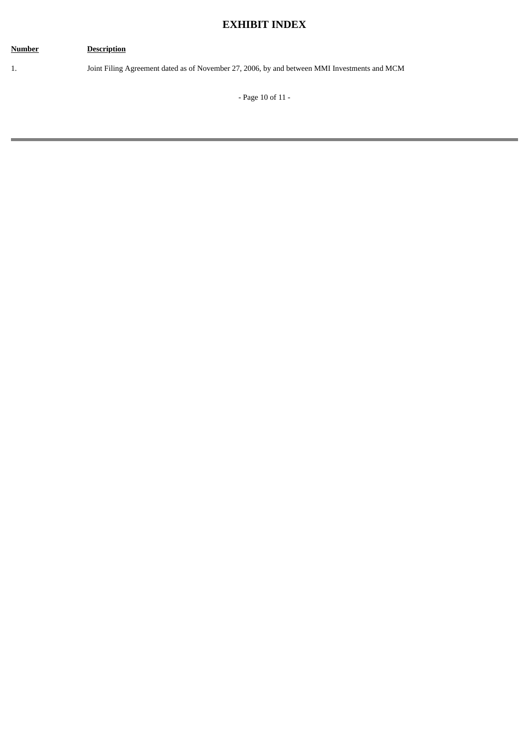# EXHIBIT INDEX

| Number | Description |
|---|---|
| 1. | Joint Filing Agreement dated as of November 27, 2006, by and between MMI Investments and MCM |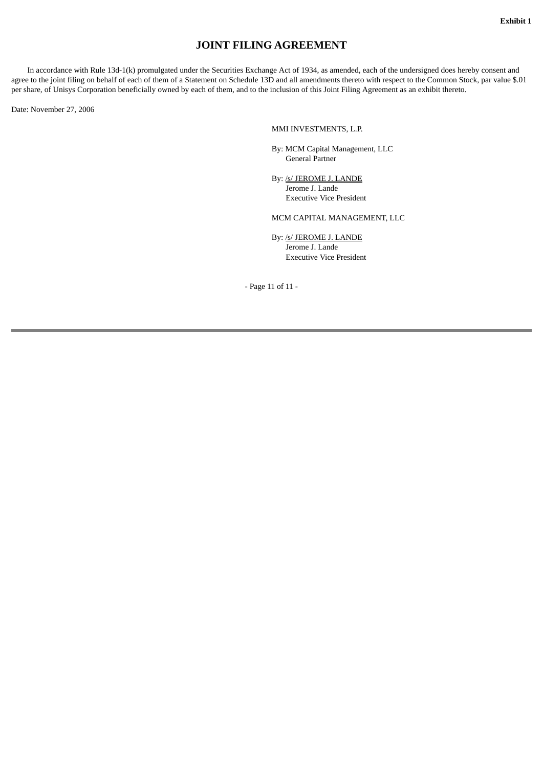**Exhibit 1**

# JOINT FILING AGREEMENT

In accordance with Rule 13d-1(k) promulgated under the Securities Exchange Act of 1934, as amended, each of the undersigned does hereby consent and agree to the joint filing on behalf of each of them of a Statement on Schedule 13D and all amendments thereto with respect to the Common Stock, par value $.01 per share, of Unisys Corporation beneficially owned by each of them, and to the inclusion of this Joint Filing Agreement as an exhibit thereto.

Date: November 27, 2006

MMI INVESTMENTS, L.P.

By: MCM Capital Management, LLC
General Partner

By: /s/ JEROME J. LANDE
Jerome J. Lande
Executive Vice President

MCM CAPITAL MANAGEMENT, LLC

By: /s/ JEROME J. LANDE
Jerome J. Lande
Executive Vice President